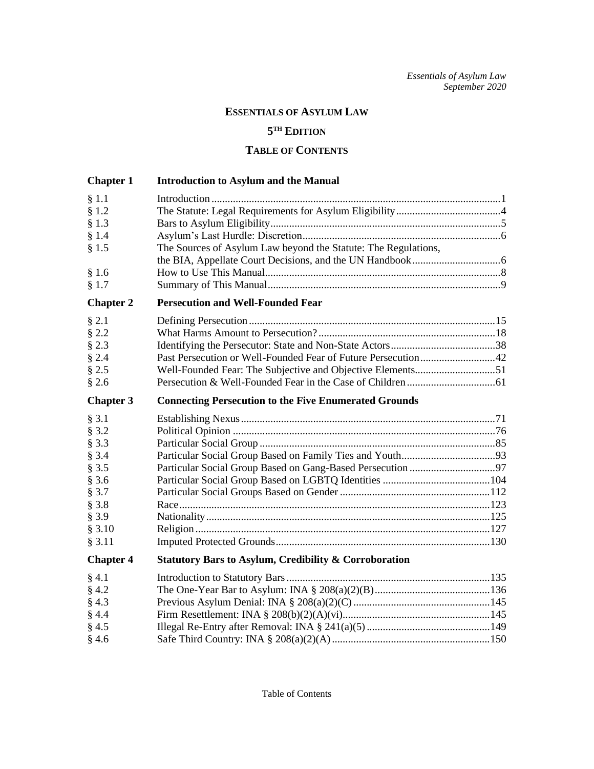# Essentials of Asylum Law

## 5TH Edition

## Table of Contents

### Chapter 1 Introduction to Asylum and the Manual

| | | |
|---|---|---|
| § 1.1 | Introduction | 1 |
| § 1.2 | The Statute: Legal Requirements for Asylum Eligibility | 4 |
| § 1.3 | Bars to Asylum Eligibility | 5 |
| § 1.4 | Asylum's Last Hurdle: Discretion | 6 |
| § 1.5 | The Sources of Asylum Law beyond the Statute: The Regulations, the BIA, Appellate Court Decisions, and the UN Handbook | 6 |
| § 1.6 | How to Use This Manual | 8 |
| § 1.7 | Summary of This Manual | 9 |

### Chapter 2 Persecution and Well-Founded Fear

| | | |
|---|---|---|
| § 2.1 | Defining Persecution | 15 |
| § 2.2 | What Harms Amount to Persecution? | 18 |
| § 2.3 | Identifying the Persecutor: State and Non-State Actors | 38 |
| § 2.4 | Past Persecution or Well-Founded Fear of Future Persecution | 42 |
| § 2.5 | Well-Founded Fear: The Subjective and Objective Elements | 51 |
| § 2.6 | Persecution & Well-Founded Fear in the Case of Children | 61 |

### Chapter 3 Connecting Persecution to the Five Enumerated Grounds

| | | |
|---|---|---|
| § 3.1 | Establishing Nexus | 71 |
| § 3.2 | Political Opinion | 76 |
| § 3.3 | Particular Social Group | 85 |
| § 3.4 | Particular Social Group Based on Family Ties and Youth | 93 |
| § 3.5 | Particular Social Group Based on Gang-Based Persecution | 97 |
| § 3.6 | Particular Social Group Based on LGBTQ Identities | 104 |
| § 3.7 | Particular Social Groups Based on Gender | 112 |
| § 3.8 | Race | 123 |
| § 3.9 | Nationality | 125 |
| § 3.10 | Religion | 127 |
| § 3.11 | Imputed Protected Grounds | 130 |

### Chapter 4 Statutory Bars to Asylum, Credibility & Corroboration

| | | |
|---|---|---|
| § 4.1 | Introduction to Statutory Bars | 135 |
| § 4.2 | The One-Year Bar to Asylum: INA § 208(a)(2)(B) | 136 |
| § 4.3 | Previous Asylum Denial: INA § 208(a)(2)(C) | 145 |
| § 4.4 | Firm Resettlement: INA § 208(b)(2)(A)(vi) | 145 |
| § 4.5 | Illegal Re-Entry after Removal: INA § 241(a)(5) | 149 |
| § 4.6 | Safe Third Country: INA § 208(a)(2)(A) | 150 |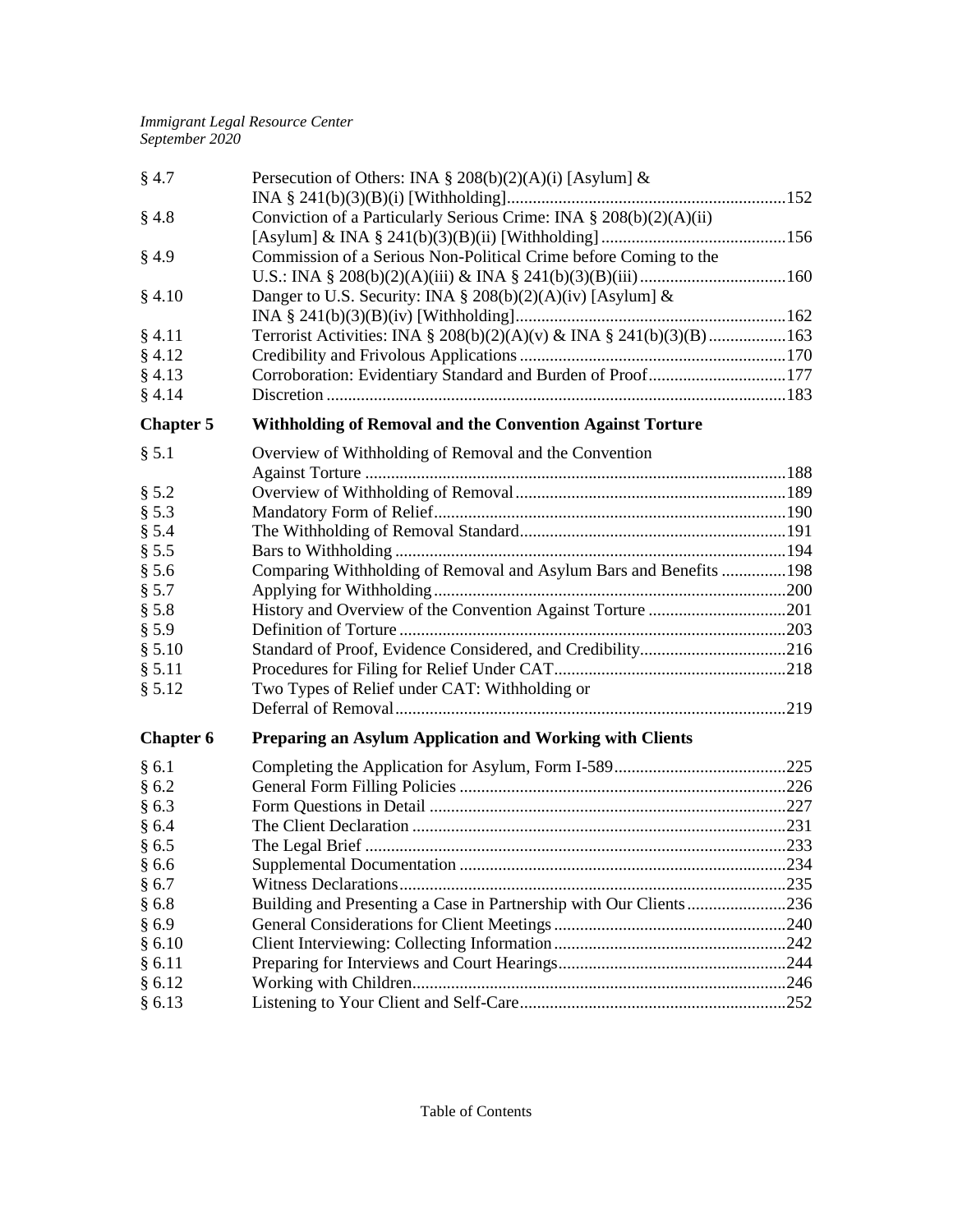| | | |
|---|---|---|
| § 4.7 | Persecution of Others: INA § 208(b)(2)(A)(i) [Asylum] & INA § 241(b)(3)(B)(i) [Withholding] | 152 |
| § 4.8 | Conviction of a Particularly Serious Crime: INA § 208(b)(2)(A)(ii) [Asylum] & INA § 241(b)(3)(B)(ii) [Withholding] | 156 |
| § 4.9 | Commission of a Serious Non-Political Crime before Coming to the U.S.: INA § 208(b)(2)(A)(iii) & INA § 241(b)(3)(B)(iii) | 160 |
| § 4.10 | Danger to U.S. Security: INA § 208(b)(2)(A)(iv) [Asylum] & INA § 241(b)(3)(B)(iv) [Withholding] | 162 |
| § 4.11 | Terrorist Activities: INA § 208(b)(2)(A)(v) & INA § 241(b)(3)(B) | 163 |
| § 4.12 | Credibility and Frivolous Applications | 170 |
| § 4.13 | Corroboration: Evidentiary Standard and Burden of Proof | 177 |
| § 4.14 | Discretion | 183 |

## Chapter 5 Withholding of Removal and the Convention Against Torture

| | | |
|---|---|---|
| § 5.1 | Overview of Withholding of Removal and the Convention Against Torture | 188 |
| § 5.2 | Overview of Withholding of Removal | 189 |
| § 5.3 | Mandatory Form of Relief | 190 |
| § 5.4 | The Withholding of Removal Standard | 191 |
| § 5.5 | Bars to Withholding | 194 |
| § 5.6 | Comparing Withholding of Removal and Asylum Bars and Benefits | 198 |
| § 5.7 | Applying for Withholding | 200 |
| § 5.8 | History and Overview of the Convention Against Torture | 201 |
| § 5.9 | Definition of Torture | 203 |
| § 5.10 | Standard of Proof, Evidence Considered, and Credibility | 216 |
| § 5.11 | Procedures for Filing for Relief Under CAT | 218 |
| § 5.12 | Two Types of Relief under CAT: Withholding or Deferral of Removal | 219 |

## Chapter 6 Preparing an Asylum Application and Working with Clients

| | | |
|---|---|---|
| § 6.1 | Completing the Application for Asylum, Form I-589 | 225 |
| § 6.2 | General Form Filling Policies | 226 |
| § 6.3 | Form Questions in Detail | 227 |
| § 6.4 | The Client Declaration | 231 |
| § 6.5 | The Legal Brief | 233 |
| § 6.6 | Supplemental Documentation | 234 |
| § 6.7 | Witness Declarations | 235 |
| § 6.8 | Building and Presenting a Case in Partnership with Our Clients | 236 |
| § 6.9 | General Considerations for Client Meetings | 240 |
| § 6.10 | Client Interviewing: Collecting Information | 242 |
| § 6.11 | Preparing for Interviews and Court Hearings | 244 |
| § 6.12 | Working with Children | 246 |
| § 6.13 | Listening to Your Client and Self-Care | 252 |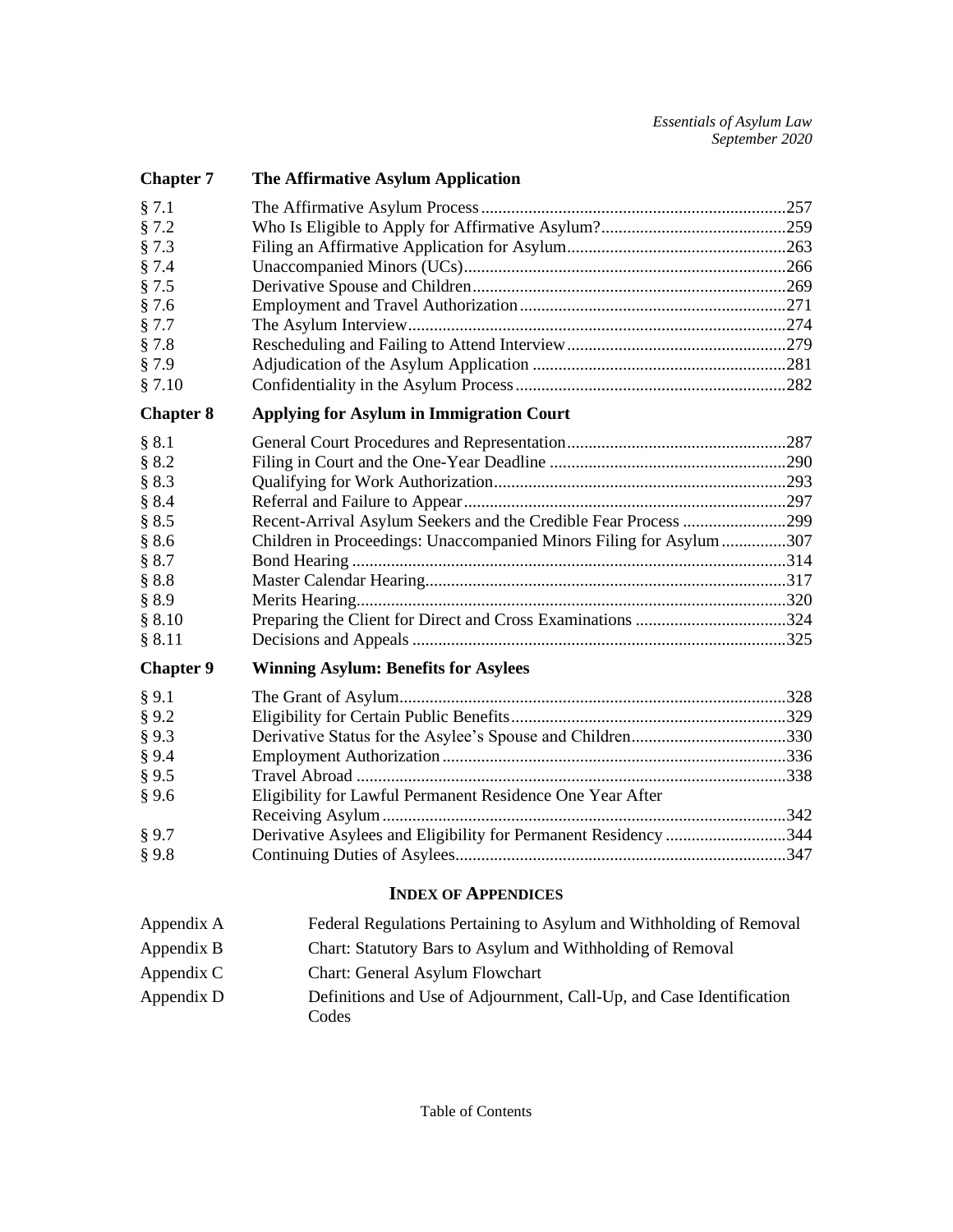## Chapter 7 The Affirmative Asylum Application

| | | |
|---|---|---|
| § 7.1 | The Affirmative Asylum Process | 257 |
| § 7.2 | Who Is Eligible to Apply for Affirmative Asylum? | 259 |
| § 7.3 | Filing an Affirmative Application for Asylum | 263 |
| § 7.4 | Unaccompanied Minors (UCs) | 266 |
| § 7.5 | Derivative Spouse and Children | 269 |
| § 7.6 | Employment and Travel Authorization | 271 |
| § 7.7 | The Asylum Interview | 274 |
| § 7.8 | Rescheduling and Failing to Attend Interview | 279 |
| § 7.9 | Adjudication of the Asylum Application | 281 |
| § 7.10 | Confidentiality in the Asylum Process | 282 |

## Chapter 8 Applying for Asylum in Immigration Court

| | | |
|---|---|---|
| § 8.1 | General Court Procedures and Representation | 287 |
| § 8.2 | Filing in Court and the One-Year Deadline | 290 |
| § 8.3 | Qualifying for Work Authorization | 293 |
| § 8.4 | Referral and Failure to Appear | 297 |
| § 8.5 | Recent-Arrival Asylum Seekers and the Credible Fear Process | 299 |
| § 8.6 | Children in Proceedings: Unaccompanied Minors Filing for Asylum | 307 |
| § 8.7 | Bond Hearing | 314 |
| § 8.8 | Master Calendar Hearing | 317 |
| § 8.9 | Merits Hearing | 320 |
| § 8.10 | Preparing the Client for Direct and Cross Examinations | 324 |
| § 8.11 | Decisions and Appeals | 325 |

## Chapter 9 Winning Asylum: Benefits for Asylees

| | | |
|---|---|---|
| § 9.1 | The Grant of Asylum | 328 |
| § 9.2 | Eligibility for Certain Public Benefits | 329 |
| § 9.3 | Derivative Status for the Asylee's Spouse and Children | 330 |
| § 9.4 | Employment Authorization | 336 |
| § 9.5 | Travel Abroad | 338 |
| § 9.6 | Eligibility for Lawful Permanent Residence One Year After Receiving Asylum | 342 |
| § 9.7 | Derivative Asylees and Eligibility for Permanent Residency | 344 |
| § 9.8 | Continuing Duties of Asylees | 347 |

## INDEX OF APPENDICES

| | |
|---|---|
| Appendix A | Federal Regulations Pertaining to Asylum and Withholding of Removal |
| Appendix B | Chart: Statutory Bars to Asylum and Withholding of Removal |
| Appendix C | Chart: General Asylum Flowchart |
| Appendix D | Definitions and Use of Adjournment, Call-Up, and Case Identification Codes |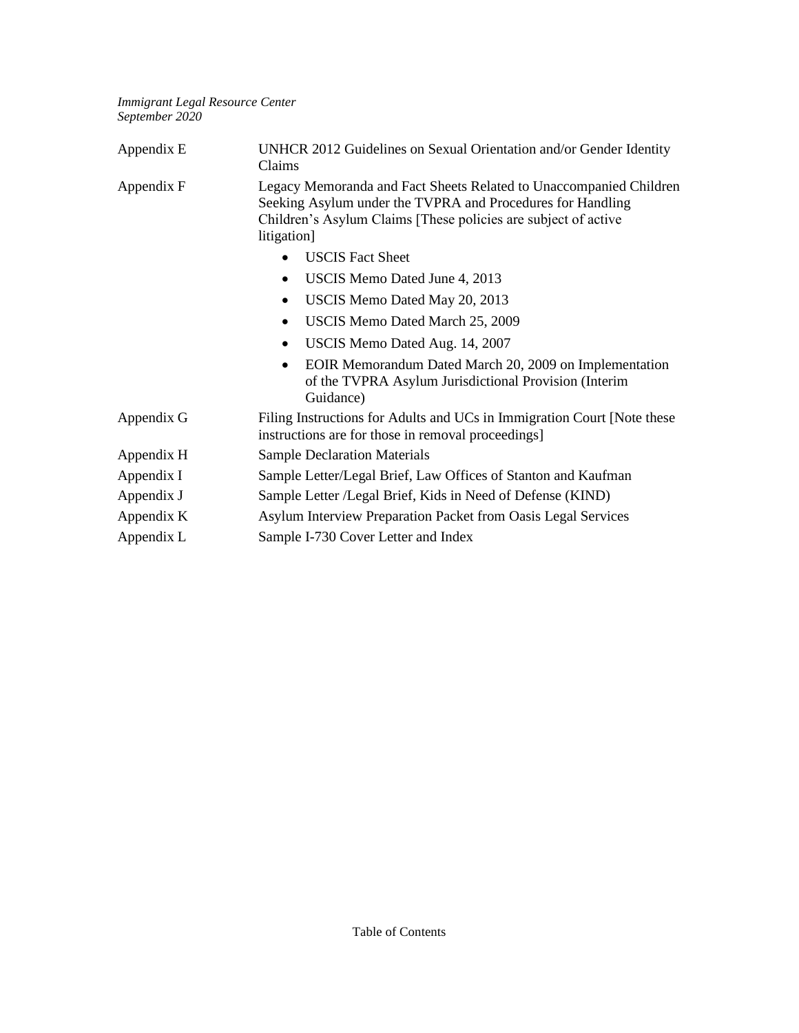| | |
|---|---|
| Appendix E | UNHCR 2012 Guidelines on Sexual Orientation and/or Gender Identity Claims |
| Appendix F | Legacy Memoranda and Fact Sheets Related to Unaccompanied Children Seeking Asylum under the TVPRA and Procedures for Handling Children's Asylum Claims [These policies are subject of active litigation]<br>• USCIS Fact Sheet<br>• USCIS Memo Dated June 4, 2013<br>• USCIS Memo Dated May 20, 2013<br>• USCIS Memo Dated March 25, 2009<br>• USCIS Memo Dated Aug. 14, 2007<br>• EOIR Memorandum Dated March 20, 2009 on Implementation of the TVPRA Asylum Jurisdictional Provision (Interim Guidance) |
| Appendix G | Filing Instructions for Adults and UCs in Immigration Court [Note these instructions are for those in removal proceedings] |
| Appendix H | Sample Declaration Materials |
| Appendix I | Sample Letter/Legal Brief, Law Offices of Stanton and Kaufman |
| Appendix J | Sample Letter /Legal Brief, Kids in Need of Defense (KIND) |
| Appendix K | Asylum Interview Preparation Packet from Oasis Legal Services |
| Appendix L | Sample I-730 Cover Letter and Index |